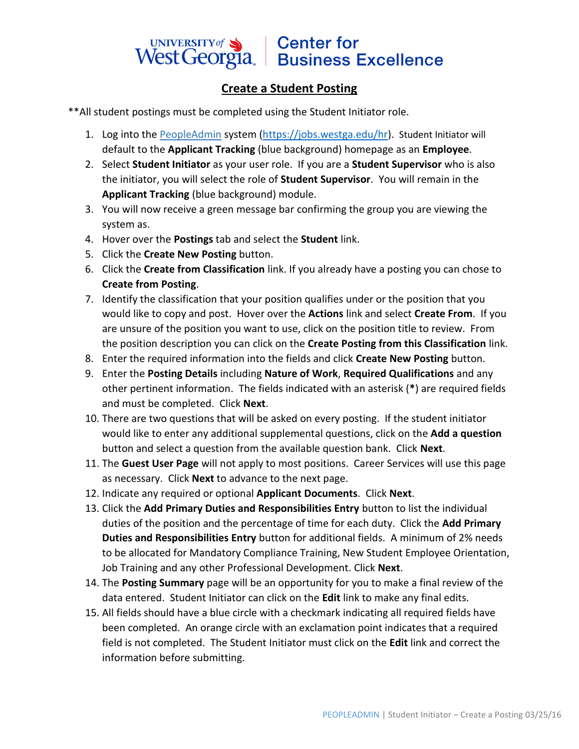University of West Georgia | Center for Business Excellence

# Create a Student Posting

**All student postings must be completed using the Student Initiator role.

1. Log into the PeopleAdmin system (https://jobs.westga.edu/hr). Student Initiator will default to the **Applicant Tracking** (blue background) homepage as an **Employee**.
2. Select **Student Initiator** as your user role. If you are a **Student Supervisor** who is also the initiator, you will select the role of **Student Supervisor**. You will remain in the **Applicant Tracking** (blue background) module.
3. You will now receive a green message bar confirming the group you are viewing the system as.
4. Hover over the **Postings** tab and select the **Student** link.
5. Click the **Create New Posting** button.
6. Click the **Create from Classification** link. If you already have a posting you can chose to **Create from Posting**.
7. Identify the classification that your position qualifies under or the position that you would like to copy and post. Hover over the **Actions** link and select **Create From**. If you are unsure of the position you want to use, click on the position title to review. From the position description you can click on the **Create Posting from this Classification** link.
8. Enter the required information into the fields and click **Create New Posting** button.
9. Enter the **Posting Details** including **Nature of Work**, **Required Qualifications** and any other pertinent information. The fields indicated with an asterisk (**\***) are required fields and must be completed. Click **Next**.
10. There are two questions that will be asked on every posting. If the student initiator would like to enter any additional supplemental questions, click on the **Add a question** button and select a question from the available question bank. Click **Next**.
11. The **Guest User Page** will not apply to most positions. Career Services will use this page as necessary. Click **Next** to advance to the next page.
12. Indicate any required or optional **Applicant Documents**. Click **Next**.
13. Click the **Add Primary Duties and Responsibilities Entry** button to list the individual duties of the position and the percentage of time for each duty. Click the **Add Primary Duties and Responsibilities Entry** button for additional fields. A minimum of 2% needs to be allocated for Mandatory Compliance Training, New Student Employee Orientation, Job Training and any other Professional Development. Click **Next**.
14. The **Posting Summary** page will be an opportunity for you to make a final review of the data entered. Student Initiator can click on the **Edit** link to make any final edits.
15. All fields should have a blue circle with a checkmark indicating all required fields have been completed. An orange circle with an exclamation point indicates that a required field is not completed. The Student Initiator must click on the **Edit** link and correct the information before submitting.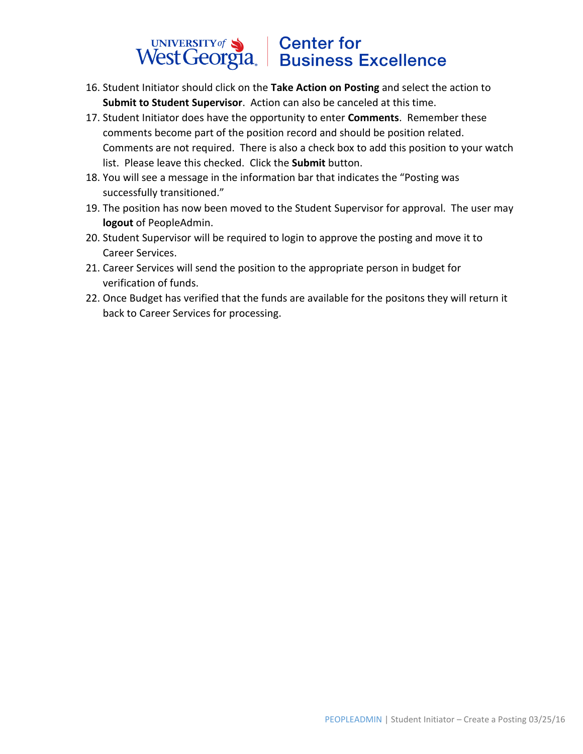16. Student Initiator should click on the **Take Action on Posting** and select the action to **Submit to Student Supervisor**. Action can also be canceled at this time.
17. Student Initiator does have the opportunity to enter **Comments**. Remember these comments become part of the position record and should be position related. Comments are not required. There is also a check box to add this position to your watch list. Please leave this checked. Click the **Submit** button.
18. You will see a message in the information bar that indicates the "Posting was successfully transitioned."
19. The position has now been moved to the Student Supervisor for approval. The user may **logout** of PeopleAdmin.
20. Student Supervisor will be required to login to approve the posting and move it to Career Services.
21. Career Services will send the position to the appropriate person in budget for verification of funds.
22. Once Budget has verified that the funds are available for the positons they will return it back to Career Services for processing.